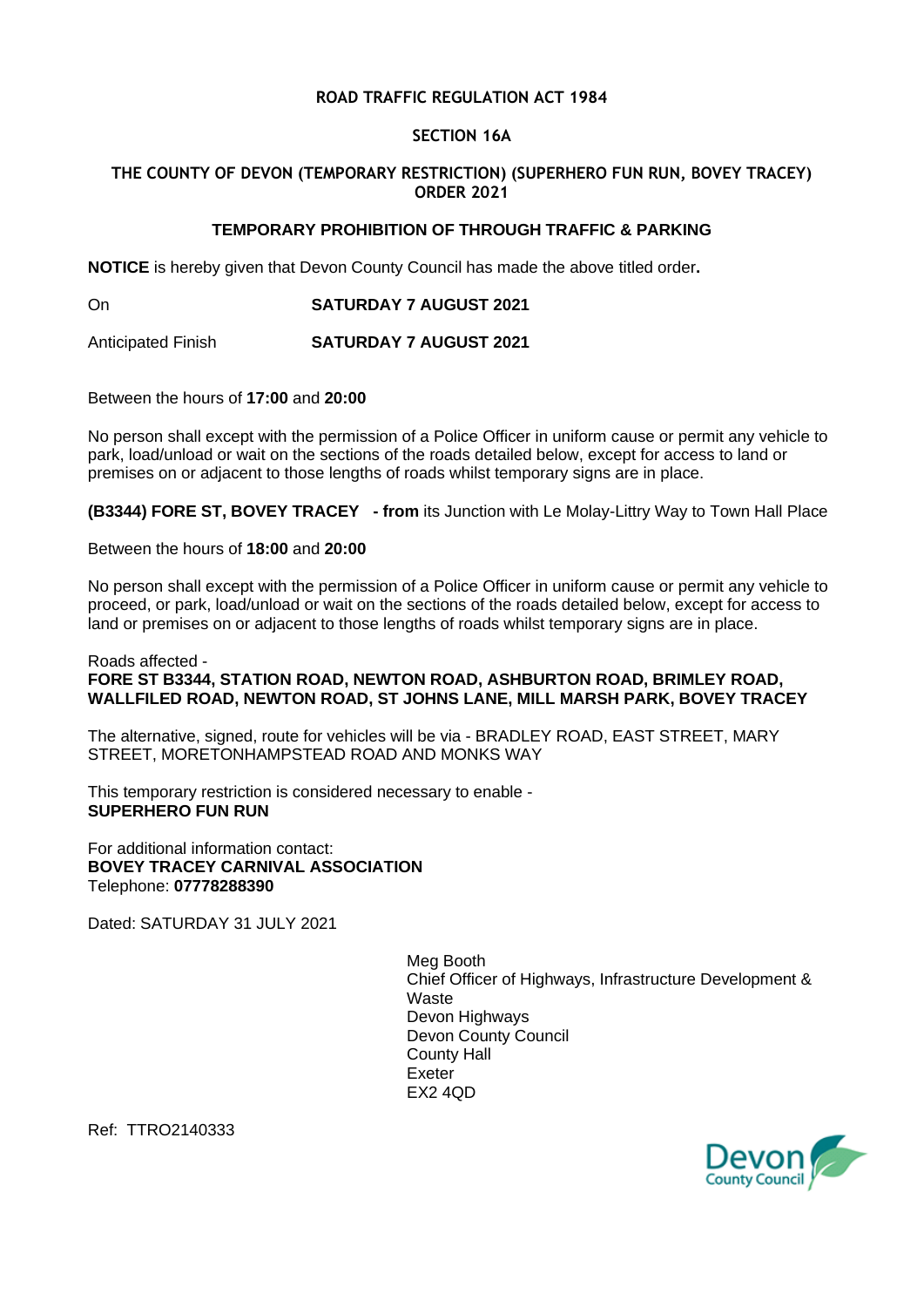**ROAD TRAFFIC REGULATION ACT 1984**

**SECTION 16A**

**THE COUNTY OF DEVON (TEMPORARY RESTRICTION) (SUPERHERO FUN RUN, BOVEY TRACEY) ORDER 2021**

**TEMPORARY PROHIBITION OF THROUGH TRAFFIC & PARKING**

**NOTICE** is hereby given that Devon County Council has made the above titled order**.**

On **SATURDAY 7 AUGUST 2021**

Anticipated Finish **SATURDAY 7 AUGUST 2021**

Between the hours of **17:00** and **20:00**

No person shall except with the permission of a Police Officer in uniform cause or permit any vehicle to park, load/unload or wait on the sections of the roads detailed below, except for access to land or premises on or adjacent to those lengths of roads whilst temporary signs are in place.

**(B3344) FORE ST, BOVEY TRACEY - from** its Junction with Le Molay-Littry Way to Town Hall Place

Between the hours of **18:00** and **20:00**

No person shall except with the permission of a Police Officer in uniform cause or permit any vehicle to proceed, or park, load/unload or wait on the sections of the roads detailed below, except for access to land or premises on or adjacent to those lengths of roads whilst temporary signs are in place.

Roads affected -
**FORE ST B3344, STATION ROAD, NEWTON ROAD, ASHBURTON ROAD, BRIMLEY ROAD, WALLFILED ROAD, NEWTON ROAD, ST JOHNS LANE, MILL MARSH PARK, BOVEY TRACEY**

The alternative, signed, route for vehicles will be via - BRADLEY ROAD, EAST STREET, MARY STREET, MORETONHAMPSTEAD ROAD AND MONKS WAY

This temporary restriction is considered necessary to enable -
**SUPERHERO FUN RUN**

For additional information contact:
**BOVEY TRACEY CARNIVAL ASSOCIATION**
Telephone: **07778288390**

Dated: SATURDAY 31 JULY 2021

Meg Booth
Chief Officer of Highways, Infrastructure Development & Waste
Devon Highways
Devon County Council
County Hall
Exeter
EX2 4QD

Ref: TTRO2140333

Devon County Council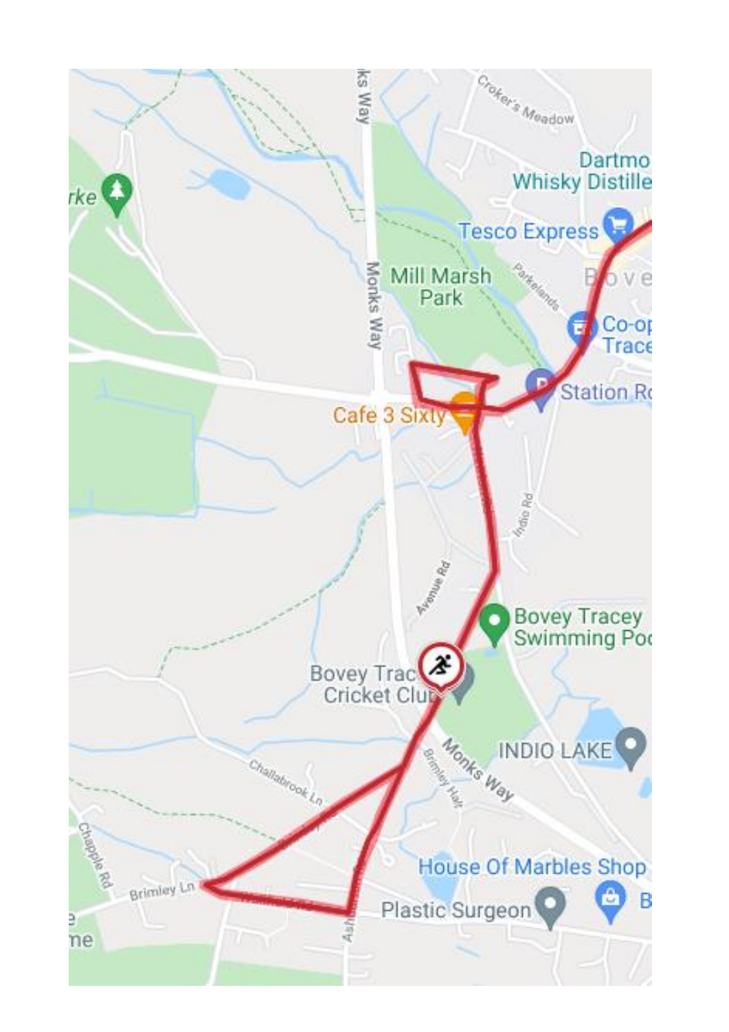Croker's Meadow
Dartmo
Whisky Distille
Tesco Express
Mill Marsh
Park
Parkelands
Bove
Co-op
Trace
Station Ro
Monks Way
rke
Cafe 3 Sixty
Indio Rd
Avenue Rd
Bovey Tracey
Swimming Poo
Bovey Trac
Cricket Club
INDIO LAKE
Monks Way
Brimley Halt
Challabrook Ln
Chapple Rd
Brimley Ln
House Of Marbles Shop
Plastic Surgeon
Ash
B
e
ne